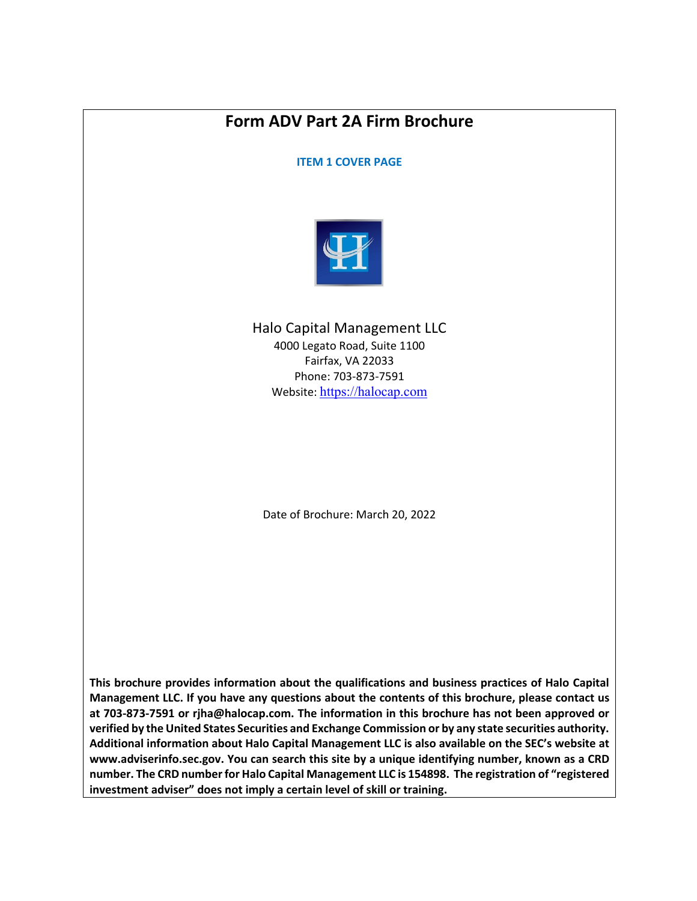# Form ADV Part 2A Firm Brochure

## ITEM 1 COVER PAGE

Halo Capital Management LLC

4000 Legato Road, Suite 1100

Fairfax, VA 22033

Phone: 703-873-7591

Website: https://halocap.com

Date of Brochure: March 20, 2022

**This brochure provides information about the qualifications and business practices of Halo Capital Management LLC. If you have any questions about the contents of this brochure, please contact us at 703-873-7591 or rjha@halocap.com. The information in this brochure has not been approved or verified by the United States Securities and Exchange Commission or by any state securities authority. Additional information about Halo Capital Management LLC is also available on the SEC's website at www.adviserinfo.sec.gov. You can search this site by a unique identifying number, known as a CRD number. The CRD number for Halo Capital Management LLC is 154898. The registration of "registered investment adviser" does not imply a certain level of skill or training.**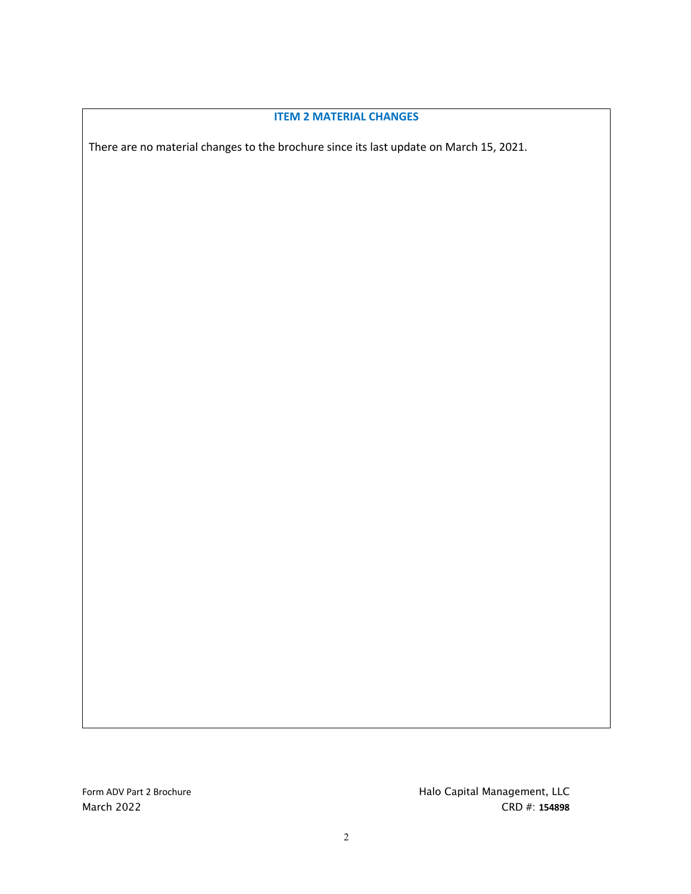## ITEM 2 MATERIAL CHANGES

There are no material changes to the brochure since its last update on March 15, 2021.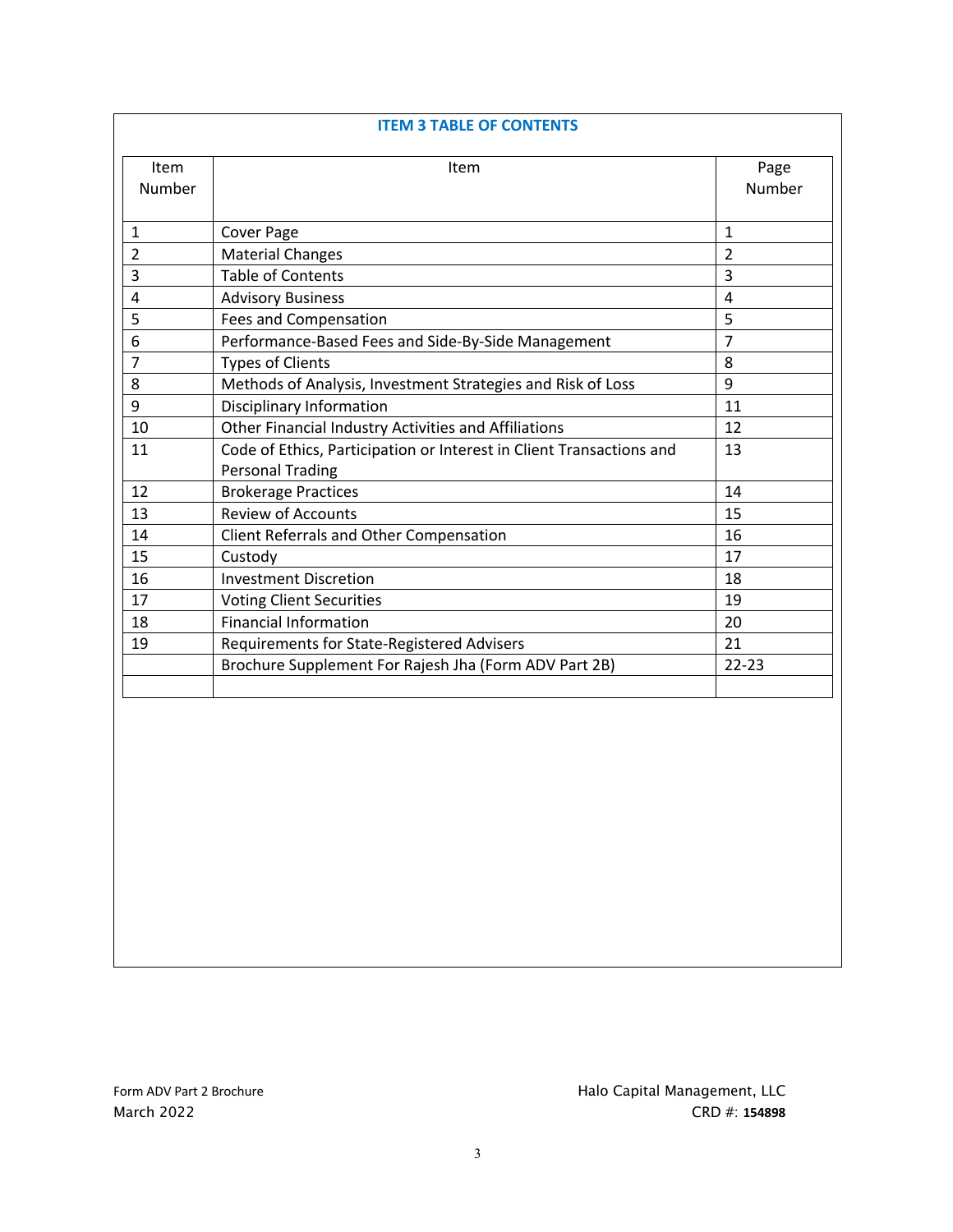## ITEM 3 TABLE OF CONTENTS

| Item Number | Item | Page Number |
|---|---|---|
| 1 | Cover Page | 1 |
| 2 | Material Changes | 2 |
| 3 | Table of Contents | 3 |
| 4 | Advisory Business | 4 |
| 5 | Fees and Compensation | 5 |
| 6 | Performance-Based Fees and Side-By-Side Management | 7 |
| 7 | Types of Clients | 8 |
| 8 | Methods of Analysis, Investment Strategies and Risk of Loss | 9 |
| 9 | Disciplinary Information | 11 |
| 10 | Other Financial Industry Activities and Affiliations | 12 |
| 11 | Code of Ethics, Participation or Interest in Client Transactions and Personal Trading | 13 |
| 12 | Brokerage Practices | 14 |
| 13 | Review of Accounts | 15 |
| 14 | Client Referrals and Other Compensation | 16 |
| 15 | Custody | 17 |
| 16 | Investment Discretion | 18 |
| 17 | Voting Client Securities | 19 |
| 18 | Financial Information | 20 |
| 19 | Requirements for State-Registered Advisers | 21 |
| | Brochure Supplement For Rajesh Jha (Form ADV Part 2B) | 22-23 |
| | | |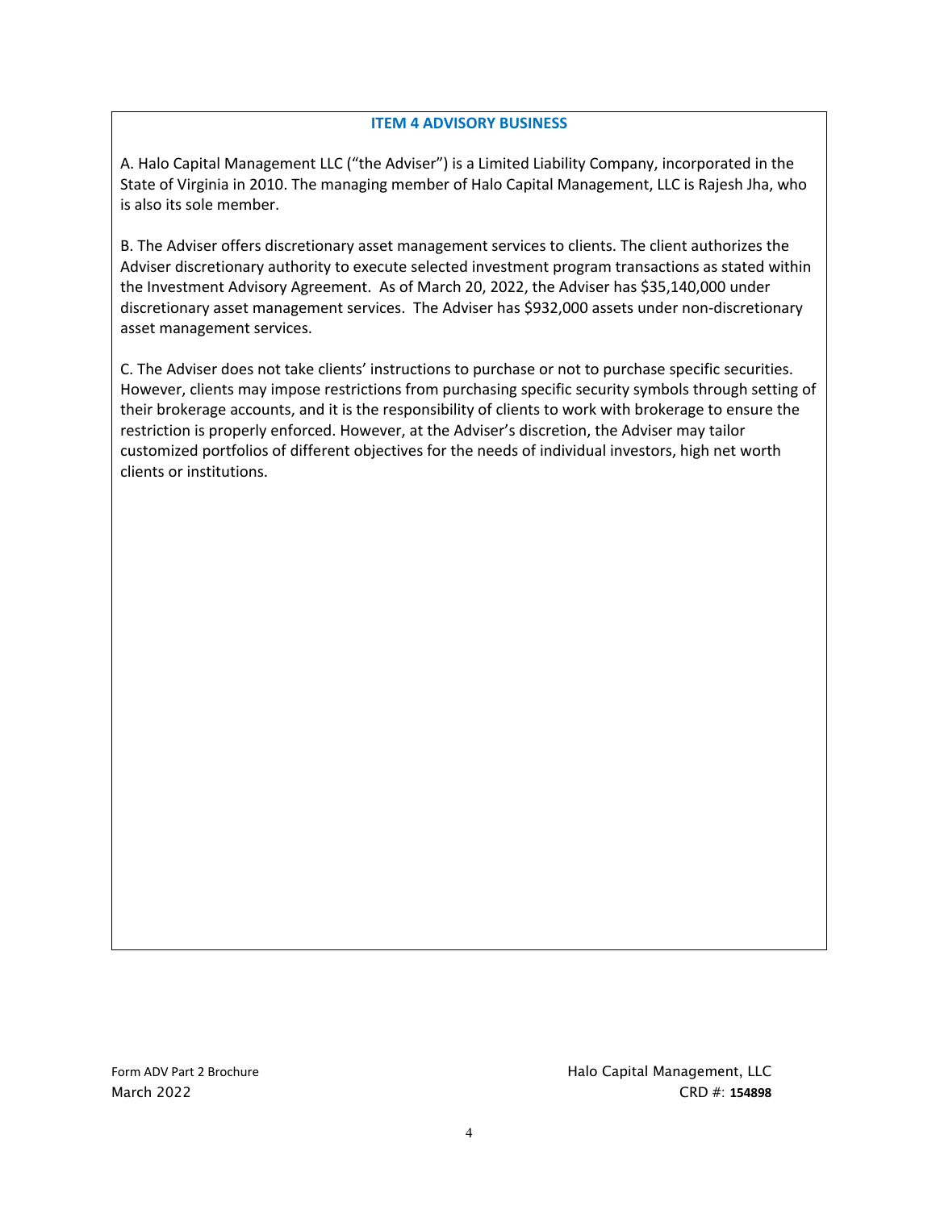## ITEM 4 ADVISORY BUSINESS

A. Halo Capital Management LLC ("the Adviser") is a Limited Liability Company, incorporated in the State of Virginia in 2010. The managing member of Halo Capital Management, LLC is Rajesh Jha, who is also its sole member.

B. The Adviser offers discretionary asset management services to clients. The client authorizes the Adviser discretionary authority to execute selected investment program transactions as stated within the Investment Advisory Agreement. As of March 20, 2022, the Adviser has $35,140,000 under discretionary asset management services. The Adviser has $932,000 assets under non-discretionary asset management services.

C. The Adviser does not take clients' instructions to purchase or not to purchase specific securities. However, clients may impose restrictions from purchasing specific security symbols through setting of their brokerage accounts, and it is the responsibility of clients to work with brokerage to ensure the restriction is properly enforced. However, at the Adviser's discretion, the Adviser may tailor customized portfolios of different objectives for the needs of individual investors, high net worth clients or institutions.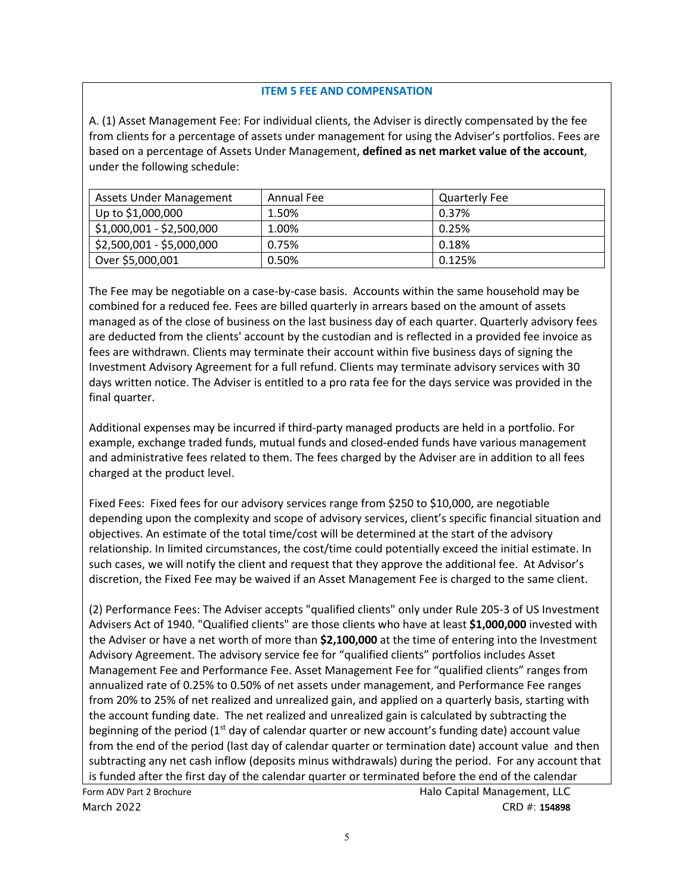## ITEM 5 FEE AND COMPENSATION

A. (1) Asset Management Fee: For individual clients, the Adviser is directly compensated by the fee from clients for a percentage of assets under management for using the Adviser's portfolios. Fees are based on a percentage of Assets Under Management, **defined as net market value of the account**, under the following schedule:

| Assets Under Management | Annual Fee | Quarterly Fee |
|---|---|---|
| Up to $1,000,000 | 1.50% | 0.37% |
| $1,000,001 - $2,500,000 | 1.00% | 0.25% |
| $2,500,001 - $5,000,000 | 0.75% | 0.18% |
| Over $5,000,001 | 0.50% | 0.125% |

The Fee may be negotiable on a case-by-case basis. Accounts within the same household may be combined for a reduced fee. Fees are billed quarterly in arrears based on the amount of assets managed as of the close of business on the last business day of each quarter. Quarterly advisory fees are deducted from the clients' account by the custodian and is reflected in a provided fee invoice as fees are withdrawn. Clients may terminate their account within five business days of signing the Investment Advisory Agreement for a full refund. Clients may terminate advisory services with 30 days written notice. The Adviser is entitled to a pro rata fee for the days service was provided in the final quarter.

Additional expenses may be incurred if third-party managed products are held in a portfolio. For example, exchange traded funds, mutual funds and closed-ended funds have various management and administrative fees related to them. The fees charged by the Adviser are in addition to all fees charged at the product level.

Fixed Fees: Fixed fees for our advisory services range from $250 to $10,000, are negotiable depending upon the complexity and scope of advisory services, client's specific financial situation and objectives. An estimate of the total time/cost will be determined at the start of the advisory relationship. In limited circumstances, the cost/time could potentially exceed the initial estimate. In such cases, we will notify the client and request that they approve the additional fee. At Advisor's discretion, the Fixed Fee may be waived if an Asset Management Fee is charged to the same client.

(2) Performance Fees: The Adviser accepts "qualified clients" only under Rule 205-3 of US Investment Advisers Act of 1940. "Qualified clients" are those clients who have at least **$1,000,000** invested with the Adviser or have a net worth of more than **$2,100,000** at the time of entering into the Investment Advisory Agreement. The advisory service fee for "qualified clients" portfolios includes Asset Management Fee and Performance Fee. Asset Management Fee for "qualified clients" ranges from annualized rate of 0.25% to 0.50% of net assets under management, and Performance Fee ranges from 20% to 25% of net realized and unrealized gain, and applied on a quarterly basis, starting with the account funding date. The net realized and unrealized gain is calculated by subtracting the beginning of the period (1st day of calendar quarter or new account's funding date) account value from the end of the period (last day of calendar quarter or termination date) account value and then subtracting any net cash inflow (deposits minus withdrawals) during the period. For any account that is funded after the first day of the calendar quarter or terminated before the end of the calendar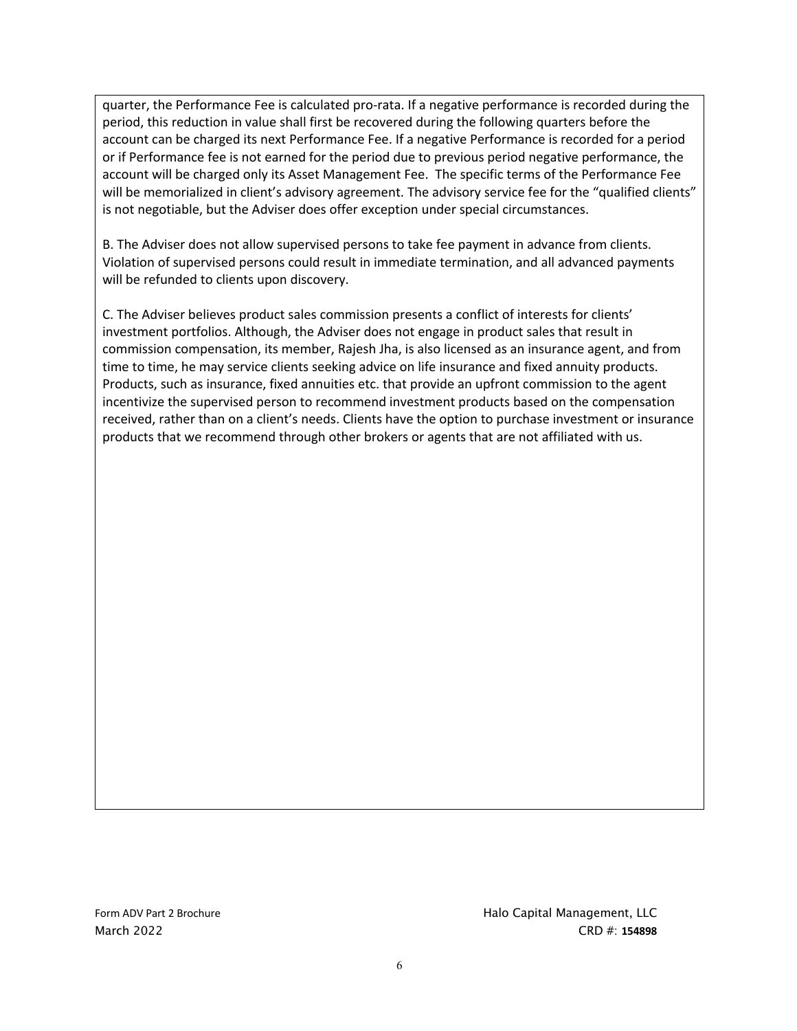quarter, the Performance Fee is calculated pro-rata. If a negative performance is recorded during the period, this reduction in value shall first be recovered during the following quarters before the account can be charged its next Performance Fee. If a negative Performance is recorded for a period or if Performance fee is not earned for the period due to previous period negative performance, the account will be charged only its Asset Management Fee. The specific terms of the Performance Fee will be memorialized in client's advisory agreement. The advisory service fee for the "qualified clients" is not negotiable, but the Adviser does offer exception under special circumstances.

B. The Adviser does not allow supervised persons to take fee payment in advance from clients. Violation of supervised persons could result in immediate termination, and all advanced payments will be refunded to clients upon discovery.

C. The Adviser believes product sales commission presents a conflict of interests for clients' investment portfolios. Although, the Adviser does not engage in product sales that result in commission compensation, its member, Rajesh Jha, is also licensed as an insurance agent, and from time to time, he may service clients seeking advice on life insurance and fixed annuity products. Products, such as insurance, fixed annuities etc. that provide an upfront commission to the agent incentivize the supervised person to recommend investment products based on the compensation received, rather than on a client's needs. Clients have the option to purchase investment or insurance products that we recommend through other brokers or agents that are not affiliated with us.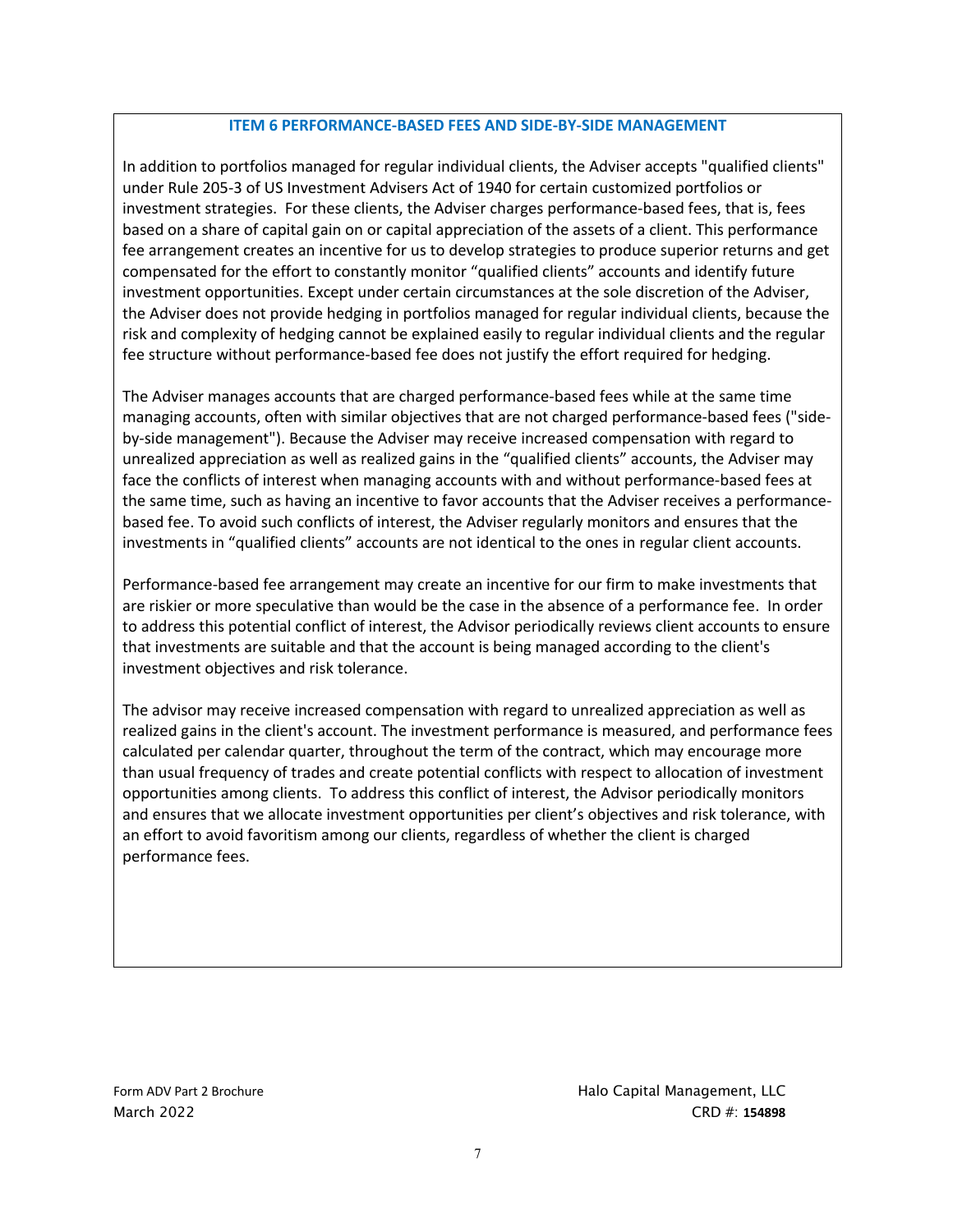## ITEM 6 PERFORMANCE-BASED FEES AND SIDE-BY-SIDE MANAGEMENT

In addition to portfolios managed for regular individual clients, the Adviser accepts "qualified clients" under Rule 205-3 of US Investment Advisers Act of 1940 for certain customized portfolios or investment strategies. For these clients, the Adviser charges performance-based fees, that is, fees based on a share of capital gain on or capital appreciation of the assets of a client. This performance fee arrangement creates an incentive for us to develop strategies to produce superior returns and get compensated for the effort to constantly monitor "qualified clients" accounts and identify future investment opportunities. Except under certain circumstances at the sole discretion of the Adviser, the Adviser does not provide hedging in portfolios managed for regular individual clients, because the risk and complexity of hedging cannot be explained easily to regular individual clients and the regular fee structure without performance-based fee does not justify the effort required for hedging.

The Adviser manages accounts that are charged performance-based fees while at the same time managing accounts, often with similar objectives that are not charged performance-based fees ("side-by-side management"). Because the Adviser may receive increased compensation with regard to unrealized appreciation as well as realized gains in the "qualified clients" accounts, the Adviser may face the conflicts of interest when managing accounts with and without performance-based fees at the same time, such as having an incentive to favor accounts that the Adviser receives a performance-based fee. To avoid such conflicts of interest, the Adviser regularly monitors and ensures that the investments in "qualified clients" accounts are not identical to the ones in regular client accounts.

Performance-based fee arrangement may create an incentive for our firm to make investments that are riskier or more speculative than would be the case in the absence of a performance fee. In order to address this potential conflict of interest, the Advisor periodically reviews client accounts to ensure that investments are suitable and that the account is being managed according to the client's investment objectives and risk tolerance.

The advisor may receive increased compensation with regard to unrealized appreciation as well as realized gains in the client's account. The investment performance is measured, and performance fees calculated per calendar quarter, throughout the term of the contract, which may encourage more than usual frequency of trades and create potential conflicts with respect to allocation of investment opportunities among clients. To address this conflict of interest, the Advisor periodically monitors and ensures that we allocate investment opportunities per client's objectives and risk tolerance, with an effort to avoid favoritism among our clients, regardless of whether the client is charged performance fees.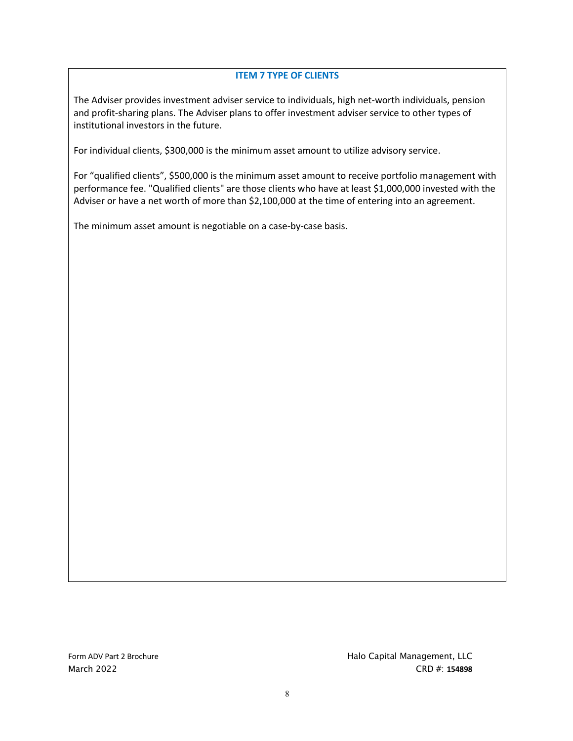## ITEM 7 TYPE OF CLIENTS

The Adviser provides investment adviser service to individuals, high net-worth individuals, pension and profit-sharing plans. The Adviser plans to offer investment adviser service to other types of institutional investors in the future.

For individual clients, $300,000 is the minimum asset amount to utilize advisory service.

For "qualified clients", $500,000 is the minimum asset amount to receive portfolio management with performance fee. "Qualified clients" are those clients who have at least $1,000,000 invested with the Adviser or have a net worth of more than $2,100,000 at the time of entering into an agreement.

The minimum asset amount is negotiable on a case-by-case basis.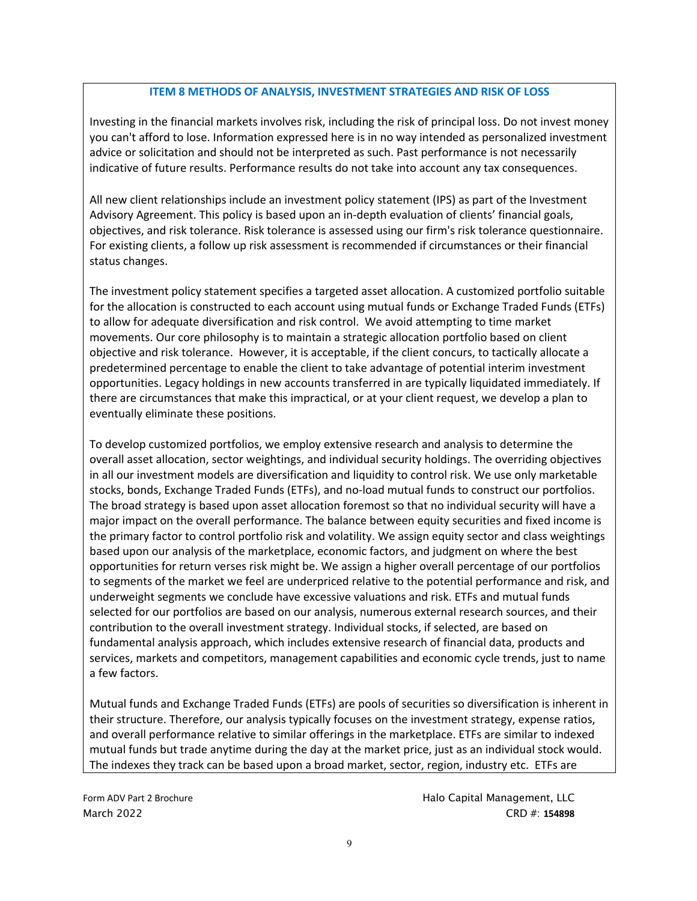## ITEM 8 METHODS OF ANALYSIS, INVESTMENT STRATEGIES AND RISK OF LOSS

Investing in the financial markets involves risk, including the risk of principal loss. Do not invest money you can't afford to lose. Information expressed here is in no way intended as personalized investment advice or solicitation and should not be interpreted as such. Past performance is not necessarily indicative of future results. Performance results do not take into account any tax consequences.

All new client relationships include an investment policy statement (IPS) as part of the Investment Advisory Agreement. This policy is based upon an in-depth evaluation of clients' financial goals, objectives, and risk tolerance. Risk tolerance is assessed using our firm's risk tolerance questionnaire. For existing clients, a follow up risk assessment is recommended if circumstances or their financial status changes.

The investment policy statement specifies a targeted asset allocation. A customized portfolio suitable for the allocation is constructed to each account using mutual funds or Exchange Traded Funds (ETFs) to allow for adequate diversification and risk control. We avoid attempting to time market movements. Our core philosophy is to maintain a strategic allocation portfolio based on client objective and risk tolerance. However, it is acceptable, if the client concurs, to tactically allocate a predetermined percentage to enable the client to take advantage of potential interim investment opportunities. Legacy holdings in new accounts transferred in are typically liquidated immediately. If there are circumstances that make this impractical, or at your client request, we develop a plan to eventually eliminate these positions.

To develop customized portfolios, we employ extensive research and analysis to determine the overall asset allocation, sector weightings, and individual security holdings. The overriding objectives in all our investment models are diversification and liquidity to control risk. We use only marketable stocks, bonds, Exchange Traded Funds (ETFs), and no-load mutual funds to construct our portfolios. The broad strategy is based upon asset allocation foremost so that no individual security will have a major impact on the overall performance. The balance between equity securities and fixed income is the primary factor to control portfolio risk and volatility. We assign equity sector and class weightings based upon our analysis of the marketplace, economic factors, and judgment on where the best opportunities for return verses risk might be. We assign a higher overall percentage of our portfolios to segments of the market we feel are underpriced relative to the potential performance and risk, and underweight segments we conclude have excessive valuations and risk. ETFs and mutual funds selected for our portfolios are based on our analysis, numerous external research sources, and their contribution to the overall investment strategy. Individual stocks, if selected, are based on fundamental analysis approach, which includes extensive research of financial data, products and services, markets and competitors, management capabilities and economic cycle trends, just to name a few factors.

Mutual funds and Exchange Traded Funds (ETFs) are pools of securities so diversification is inherent in their structure. Therefore, our analysis typically focuses on the investment strategy, expense ratios, and overall performance relative to similar offerings in the marketplace. ETFs are similar to indexed mutual funds but trade anytime during the day at the market price, just as an individual stock would. The indexes they track can be based upon a broad market, sector, region, industry etc. ETFs are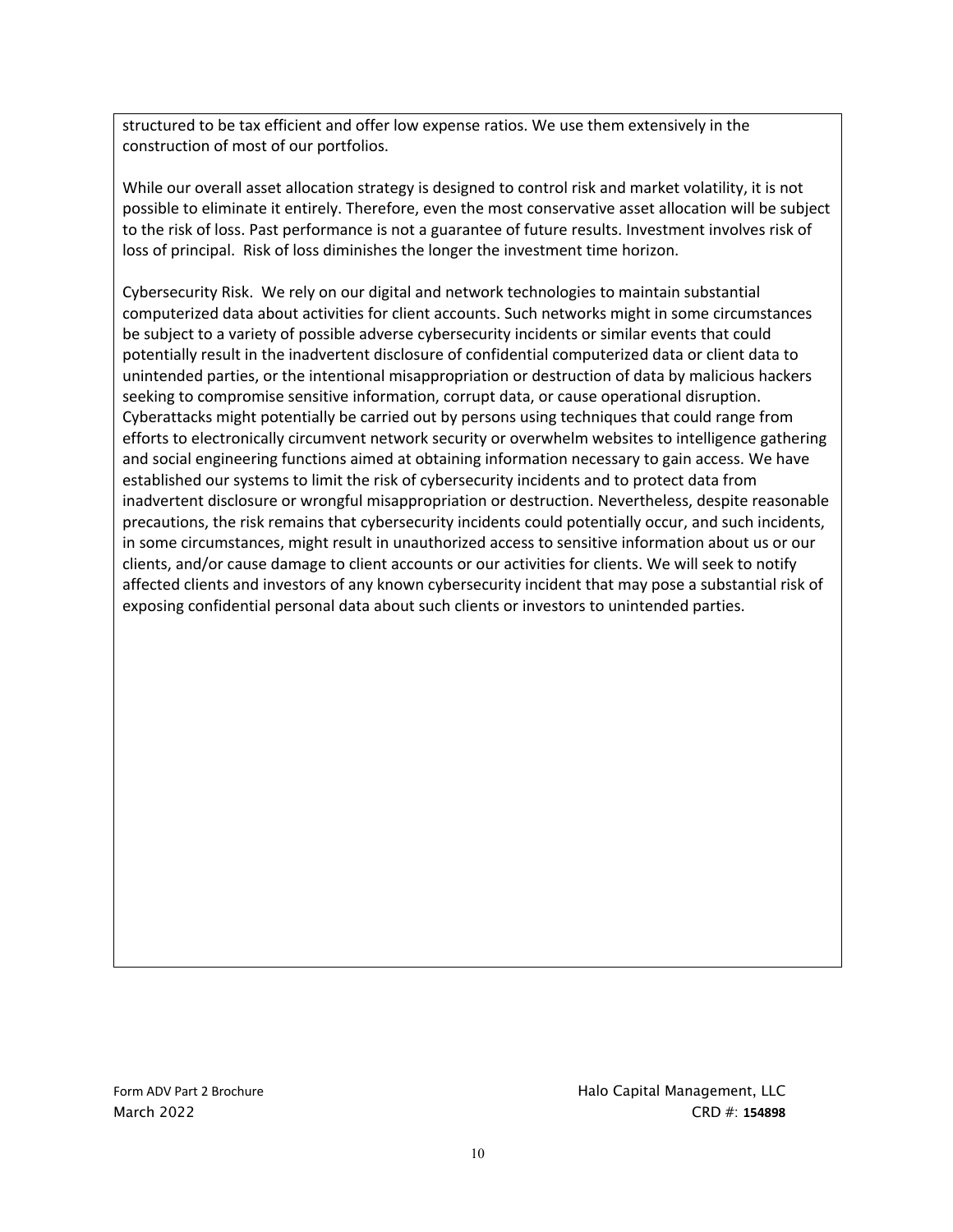structured to be tax efficient and offer low expense ratios. We use them extensively in the construction of most of our portfolios.

While our overall asset allocation strategy is designed to control risk and market volatility, it is not possible to eliminate it entirely. Therefore, even the most conservative asset allocation will be subject to the risk of loss. Past performance is not a guarantee of future results. Investment involves risk of loss of principal. Risk of loss diminishes the longer the investment time horizon.

Cybersecurity Risk. We rely on our digital and network technologies to maintain substantial computerized data about activities for client accounts. Such networks might in some circumstances be subject to a variety of possible adverse cybersecurity incidents or similar events that could potentially result in the inadvertent disclosure of confidential computerized data or client data to unintended parties, or the intentional misappropriation or destruction of data by malicious hackers seeking to compromise sensitive information, corrupt data, or cause operational disruption. Cyberattacks might potentially be carried out by persons using techniques that could range from efforts to electronically circumvent network security or overwhelm websites to intelligence gathering and social engineering functions aimed at obtaining information necessary to gain access. We have established our systems to limit the risk of cybersecurity incidents and to protect data from inadvertent disclosure or wrongful misappropriation or destruction. Nevertheless, despite reasonable precautions, the risk remains that cybersecurity incidents could potentially occur, and such incidents, in some circumstances, might result in unauthorized access to sensitive information about us or our clients, and/or cause damage to client accounts or our activities for clients. We will seek to notify affected clients and investors of any known cybersecurity incident that may pose a substantial risk of exposing confidential personal data about such clients or investors to unintended parties.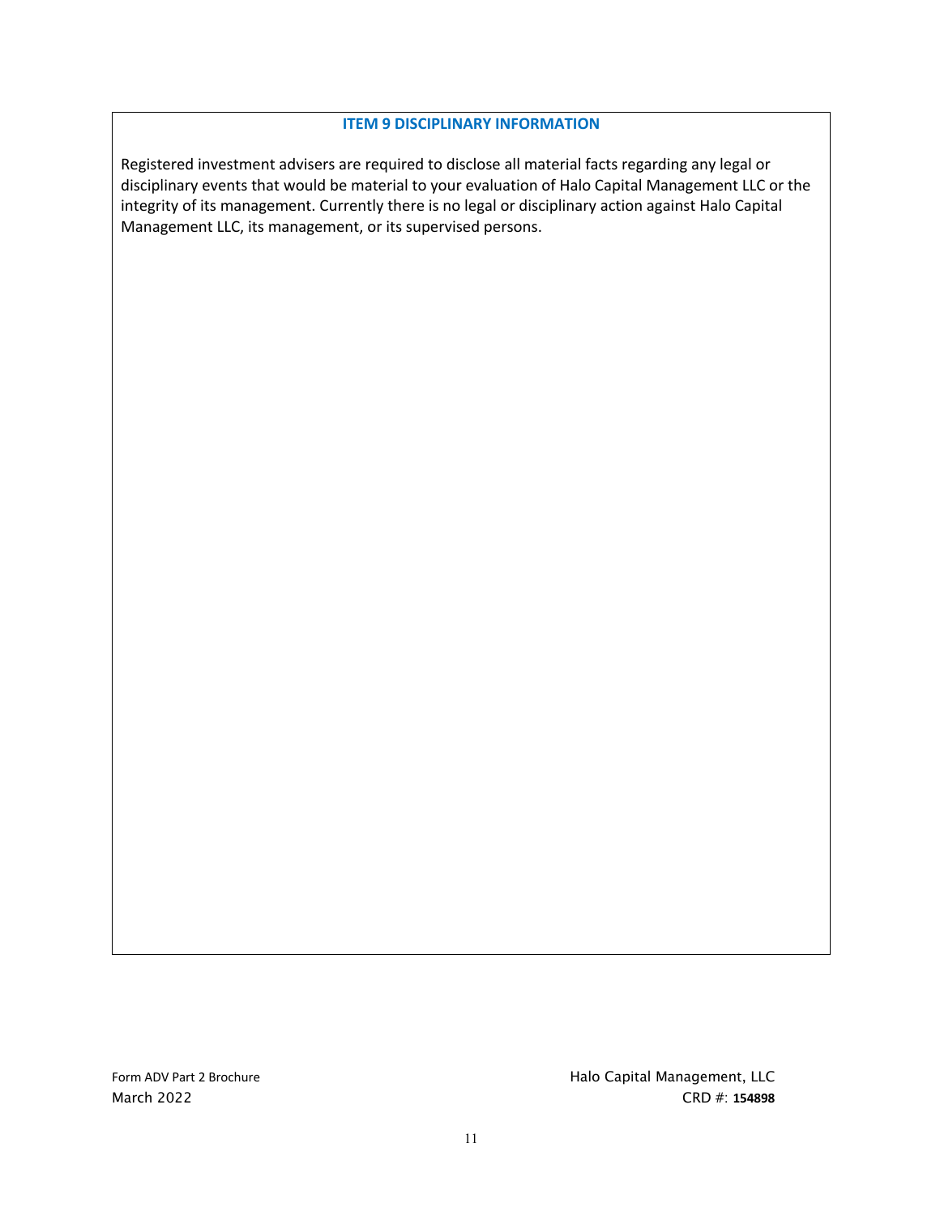## ITEM 9 DISCIPLINARY INFORMATION

Registered investment advisers are required to disclose all material facts regarding any legal or disciplinary events that would be material to your evaluation of Halo Capital Management LLC or the integrity of its management. Currently there is no legal or disciplinary action against Halo Capital Management LLC, its management, or its supervised persons.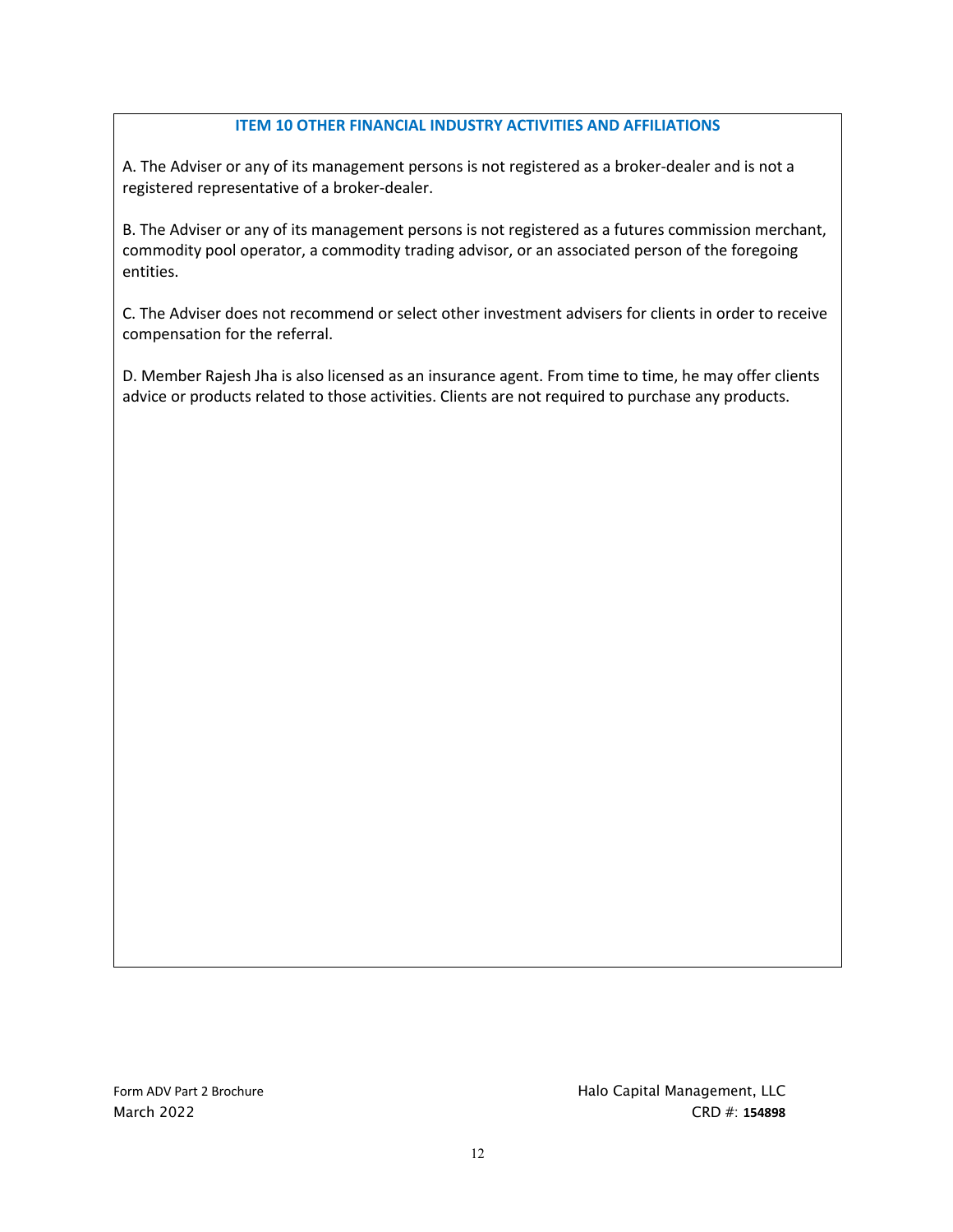## ITEM 10 OTHER FINANCIAL INDUSTRY ACTIVITIES AND AFFILIATIONS

A. The Adviser or any of its management persons is not registered as a broker-dealer and is not a registered representative of a broker-dealer.

B. The Adviser or any of its management persons is not registered as a futures commission merchant, commodity pool operator, a commodity trading advisor, or an associated person of the foregoing entities.

C. The Adviser does not recommend or select other investment advisers for clients in order to receive compensation for the referral.

D. Member Rajesh Jha is also licensed as an insurance agent. From time to time, he may offer clients advice or products related to those activities. Clients are not required to purchase any products.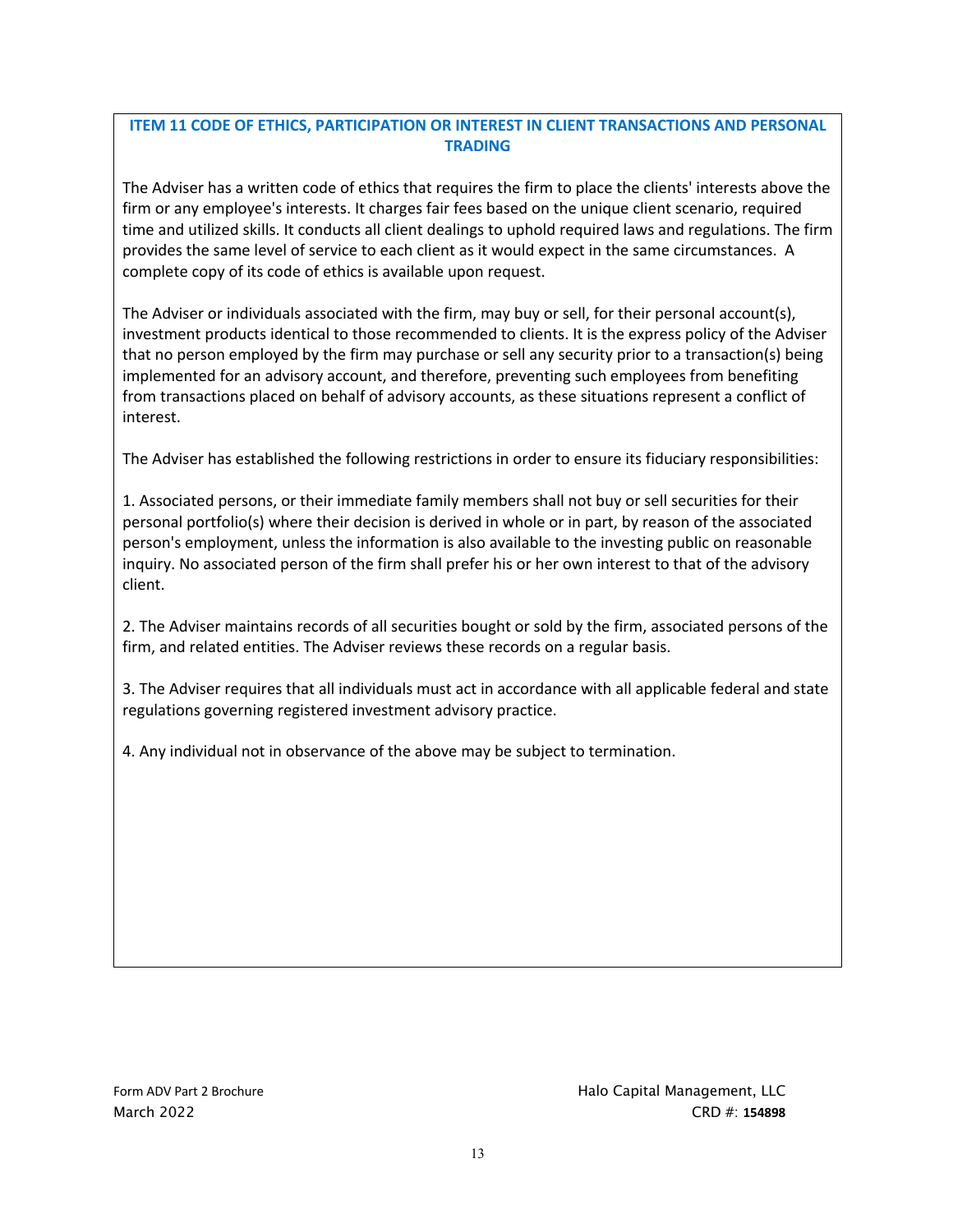## ITEM 11 CODE OF ETHICS, PARTICIPATION OR INTEREST IN CLIENT TRANSACTIONS AND PERSONAL TRADING

The Adviser has a written code of ethics that requires the firm to place the clients' interests above the firm or any employee's interests. It charges fair fees based on the unique client scenario, required time and utilized skills. It conducts all client dealings to uphold required laws and regulations. The firm provides the same level of service to each client as it would expect in the same circumstances. A complete copy of its code of ethics is available upon request.

The Adviser or individuals associated with the firm, may buy or sell, for their personal account(s), investment products identical to those recommended to clients. It is the express policy of the Adviser that no person employed by the firm may purchase or sell any security prior to a transaction(s) being implemented for an advisory account, and therefore, preventing such employees from benefiting from transactions placed on behalf of advisory accounts, as these situations represent a conflict of interest.

The Adviser has established the following restrictions in order to ensure its fiduciary responsibilities:

1. Associated persons, or their immediate family members shall not buy or sell securities for their personal portfolio(s) where their decision is derived in whole or in part, by reason of the associated person's employment, unless the information is also available to the investing public on reasonable inquiry. No associated person of the firm shall prefer his or her own interest to that of the advisory client.

2. The Adviser maintains records of all securities bought or sold by the firm, associated persons of the firm, and related entities. The Adviser reviews these records on a regular basis.

3. The Adviser requires that all individuals must act in accordance with all applicable federal and state regulations governing registered investment advisory practice.

4. Any individual not in observance of the above may be subject to termination.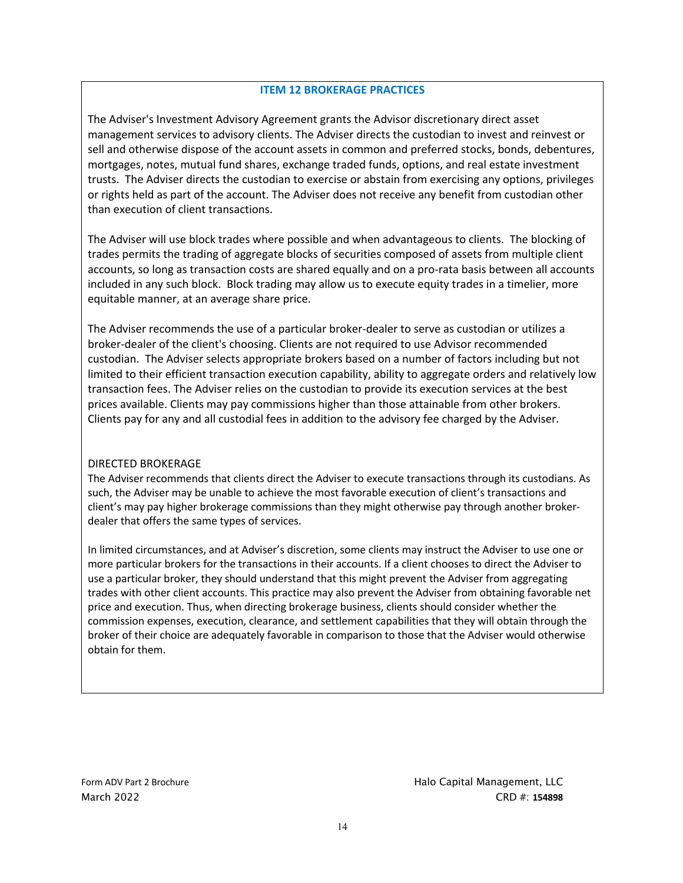## ITEM 12 BROKERAGE PRACTICES

The Adviser's Investment Advisory Agreement grants the Advisor discretionary direct asset management services to advisory clients. The Adviser directs the custodian to invest and reinvest or sell and otherwise dispose of the account assets in common and preferred stocks, bonds, debentures, mortgages, notes, mutual fund shares, exchange traded funds, options, and real estate investment trusts. The Adviser directs the custodian to exercise or abstain from exercising any options, privileges or rights held as part of the account. The Adviser does not receive any benefit from custodian other than execution of client transactions.

The Adviser will use block trades where possible and when advantageous to clients. The blocking of trades permits the trading of aggregate blocks of securities composed of assets from multiple client accounts, so long as transaction costs are shared equally and on a pro-rata basis between all accounts included in any such block. Block trading may allow us to execute equity trades in a timelier, more equitable manner, at an average share price.

The Adviser recommends the use of a particular broker-dealer to serve as custodian or utilizes a broker-dealer of the client's choosing. Clients are not required to use Advisor recommended custodian. The Adviser selects appropriate brokers based on a number of factors including but not limited to their efficient transaction execution capability, ability to aggregate orders and relatively low transaction fees. The Adviser relies on the custodian to provide its execution services at the best prices available. Clients may pay commissions higher than those attainable from other brokers. Clients pay for any and all custodial fees in addition to the advisory fee charged by the Adviser.

DIRECTED BROKERAGE

The Adviser recommends that clients direct the Adviser to execute transactions through its custodians. As such, the Adviser may be unable to achieve the most favorable execution of client's transactions and client's may pay higher brokerage commissions than they might otherwise pay through another broker-dealer that offers the same types of services.

In limited circumstances, and at Adviser's discretion, some clients may instruct the Adviser to use one or more particular brokers for the transactions in their accounts. If a client chooses to direct the Adviser to use a particular broker, they should understand that this might prevent the Adviser from aggregating trades with other client accounts. This practice may also prevent the Adviser from obtaining favorable net price and execution. Thus, when directing brokerage business, clients should consider whether the commission expenses, execution, clearance, and settlement capabilities that they will obtain through the broker of their choice are adequately favorable in comparison to those that the Adviser would otherwise obtain for them.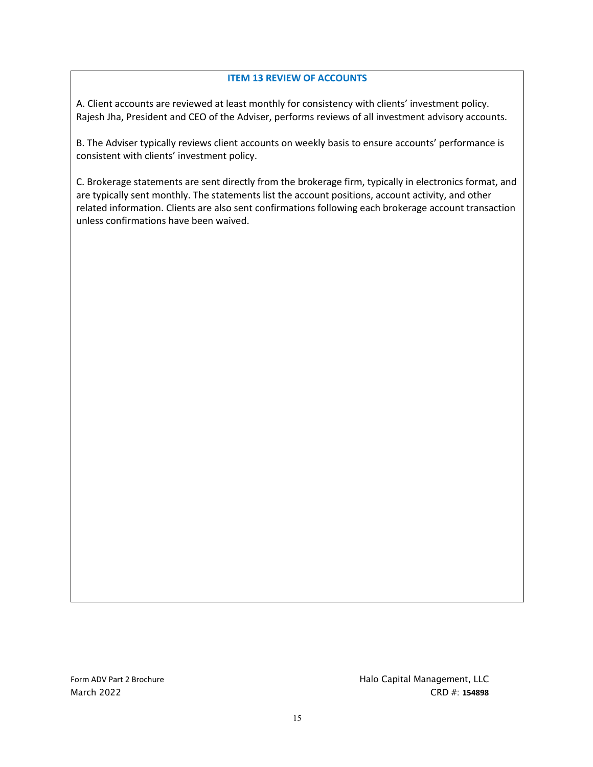## ITEM 13 REVIEW OF ACCOUNTS

A. Client accounts are reviewed at least monthly for consistency with clients' investment policy. Rajesh Jha, President and CEO of the Adviser, performs reviews of all investment advisory accounts.

B. The Adviser typically reviews client accounts on weekly basis to ensure accounts' performance is consistent with clients' investment policy.

C. Brokerage statements are sent directly from the brokerage firm, typically in electronics format, and are typically sent monthly. The statements list the account positions, account activity, and other related information. Clients are also sent confirmations following each brokerage account transaction unless confirmations have been waived.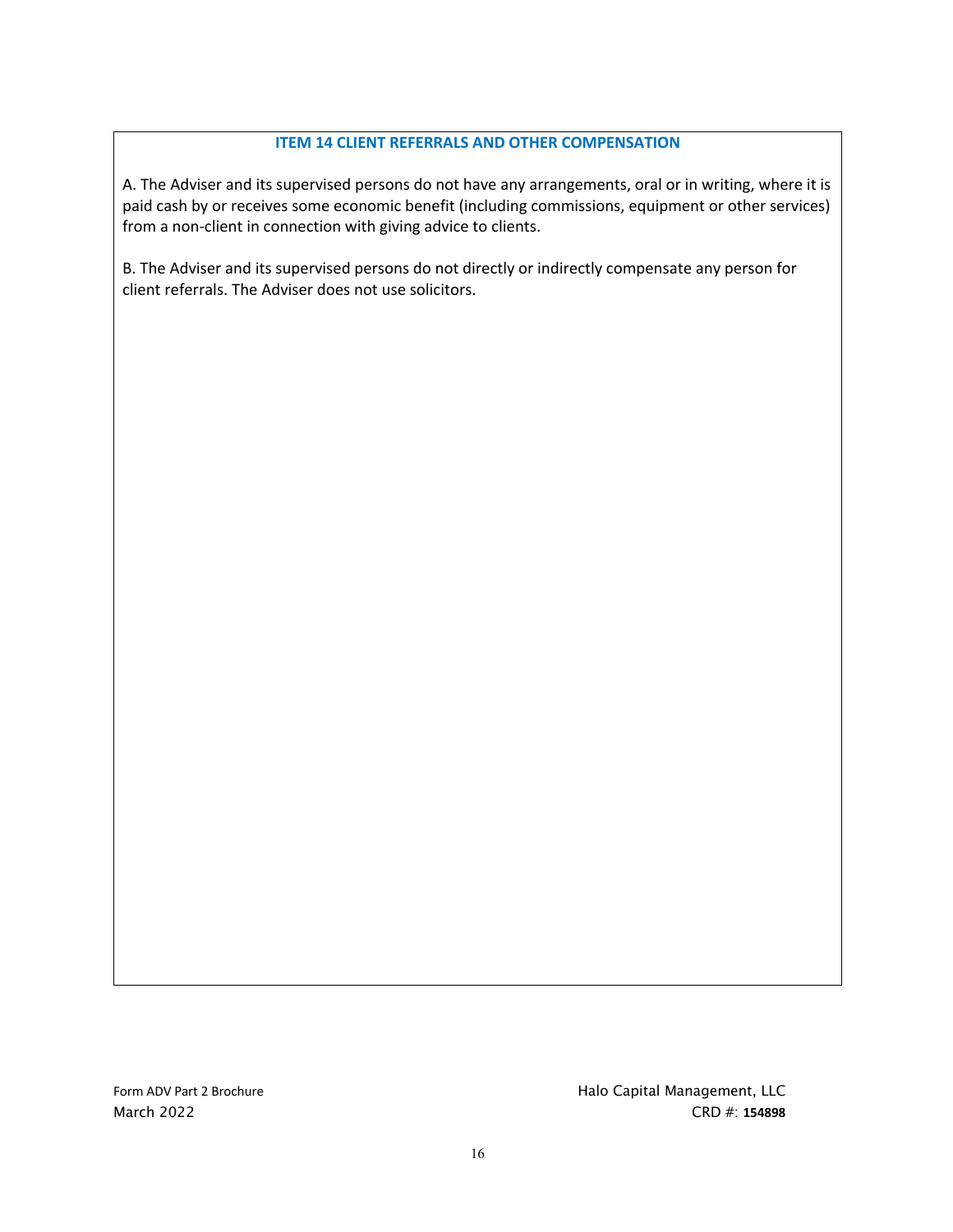## ITEM 14 CLIENT REFERRALS AND OTHER COMPENSATION

A. The Adviser and its supervised persons do not have any arrangements, oral or in writing, where it is paid cash by or receives some economic benefit (including commissions, equipment or other services) from a non-client in connection with giving advice to clients.

B. The Adviser and its supervised persons do not directly or indirectly compensate any person for client referrals. The Adviser does not use solicitors.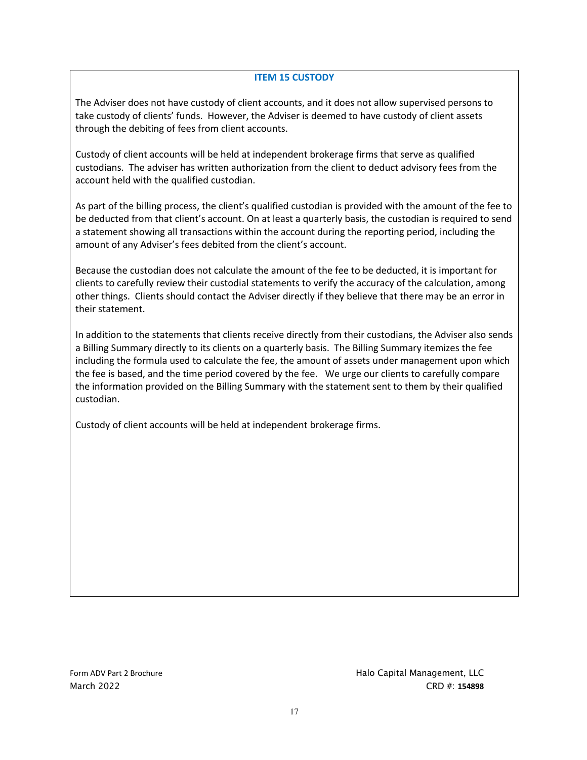## ITEM 15 CUSTODY

The Adviser does not have custody of client accounts, and it does not allow supervised persons to take custody of clients' funds. However, the Adviser is deemed to have custody of client assets through the debiting of fees from client accounts.

Custody of client accounts will be held at independent brokerage firms that serve as qualified custodians. The adviser has written authorization from the client to deduct advisory fees from the account held with the qualified custodian.

As part of the billing process, the client's qualified custodian is provided with the amount of the fee to be deducted from that client's account. On at least a quarterly basis, the custodian is required to send a statement showing all transactions within the account during the reporting period, including the amount of any Adviser's fees debited from the client's account.

Because the custodian does not calculate the amount of the fee to be deducted, it is important for clients to carefully review their custodial statements to verify the accuracy of the calculation, among other things. Clients should contact the Adviser directly if they believe that there may be an error in their statement.

In addition to the statements that clients receive directly from their custodians, the Adviser also sends a Billing Summary directly to its clients on a quarterly basis. The Billing Summary itemizes the fee including the formula used to calculate the fee, the amount of assets under management upon which the fee is based, and the time period covered by the fee. We urge our clients to carefully compare the information provided on the Billing Summary with the statement sent to them by their qualified custodian.

Custody of client accounts will be held at independent brokerage firms.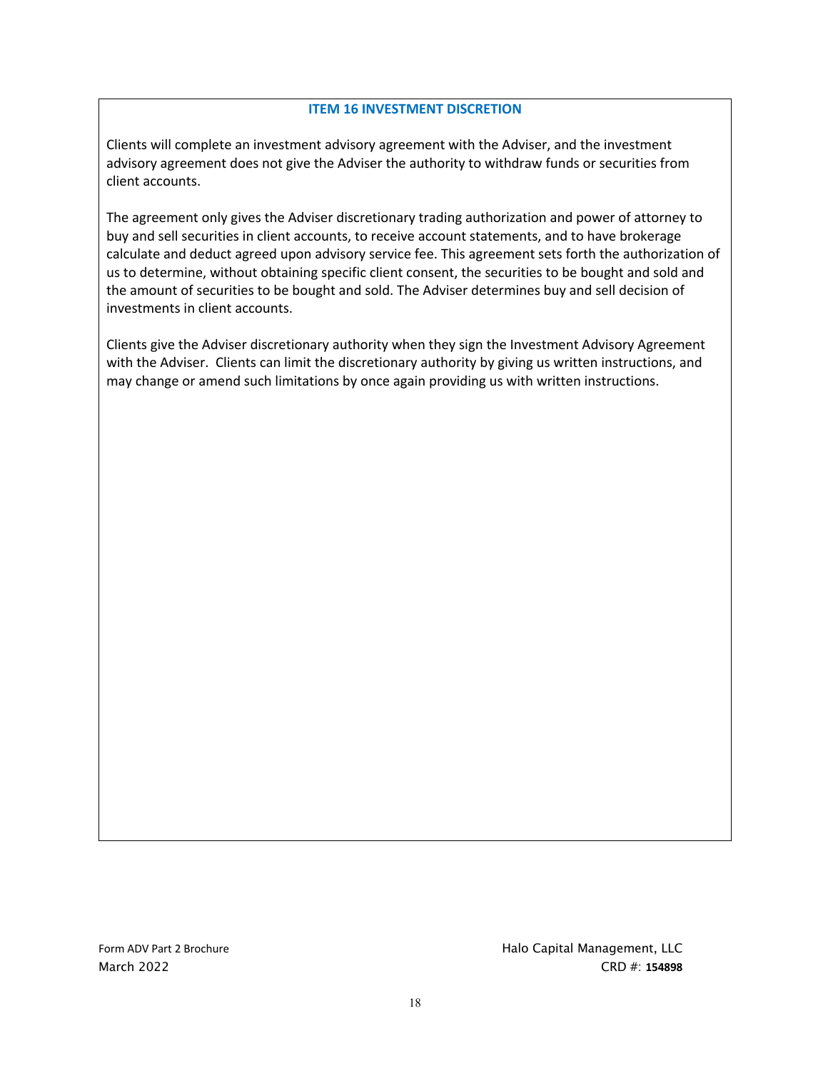## ITEM 16 INVESTMENT DISCRETION

Clients will complete an investment advisory agreement with the Adviser, and the investment advisory agreement does not give the Adviser the authority to withdraw funds or securities from client accounts.

The agreement only gives the Adviser discretionary trading authorization and power of attorney to buy and sell securities in client accounts, to receive account statements, and to have brokerage calculate and deduct agreed upon advisory service fee. This agreement sets forth the authorization of us to determine, without obtaining specific client consent, the securities to be bought and sold and the amount of securities to be bought and sold. The Adviser determines buy and sell decision of investments in client accounts.

Clients give the Adviser discretionary authority when they sign the Investment Advisory Agreement with the Adviser. Clients can limit the discretionary authority by giving us written instructions, and may change or amend such limitations by once again providing us with written instructions.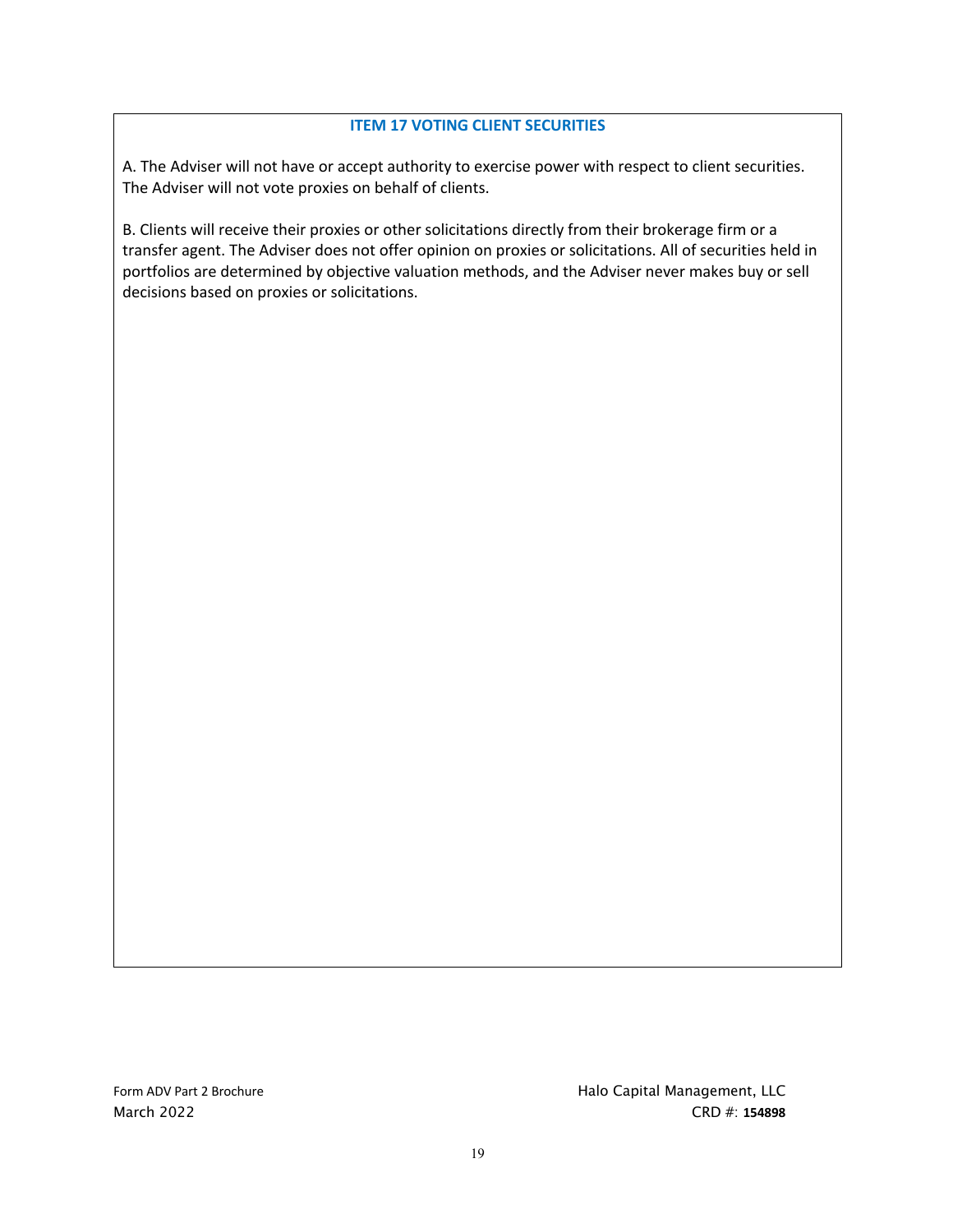## ITEM 17 VOTING CLIENT SECURITIES

A. The Adviser will not have or accept authority to exercise power with respect to client securities. The Adviser will not vote proxies on behalf of clients.

B. Clients will receive their proxies or other solicitations directly from their brokerage firm or a transfer agent. The Adviser does not offer opinion on proxies or solicitations. All of securities held in portfolios are determined by objective valuation methods, and the Adviser never makes buy or sell decisions based on proxies or solicitations.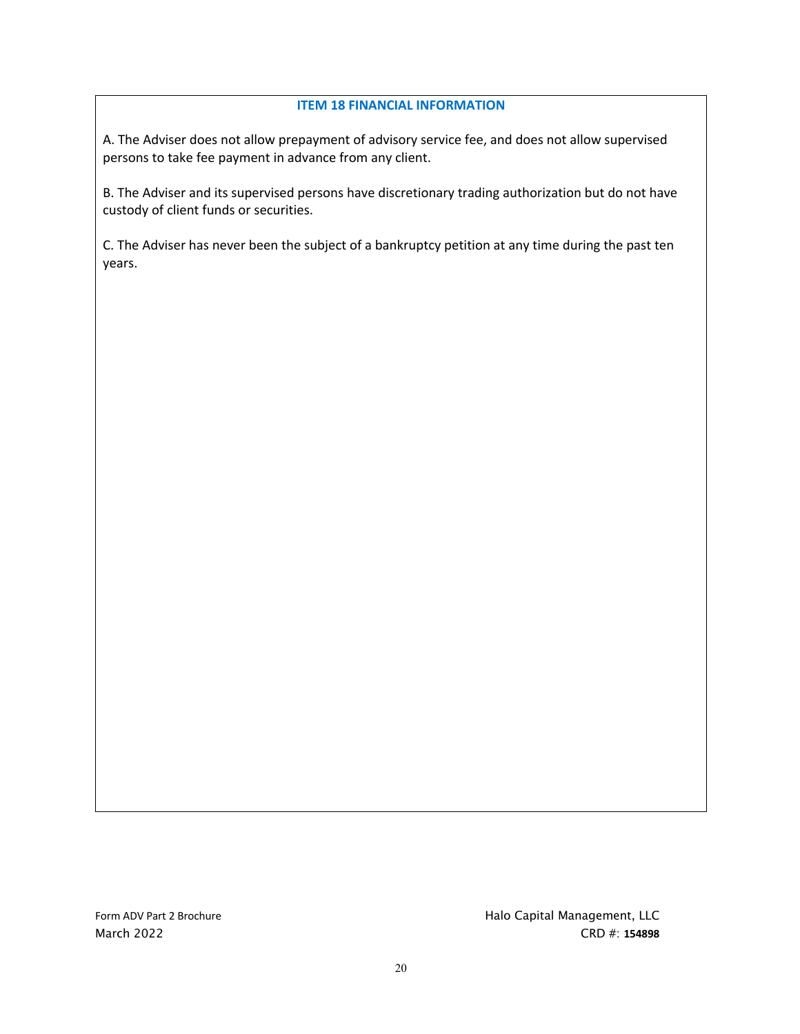## ITEM 18 FINANCIAL INFORMATION

A. The Adviser does not allow prepayment of advisory service fee, and does not allow supervised persons to take fee payment in advance from any client.

B. The Adviser and its supervised persons have discretionary trading authorization but do not have custody of client funds or securities.

C. The Adviser has never been the subject of a bankruptcy petition at any time during the past ten years.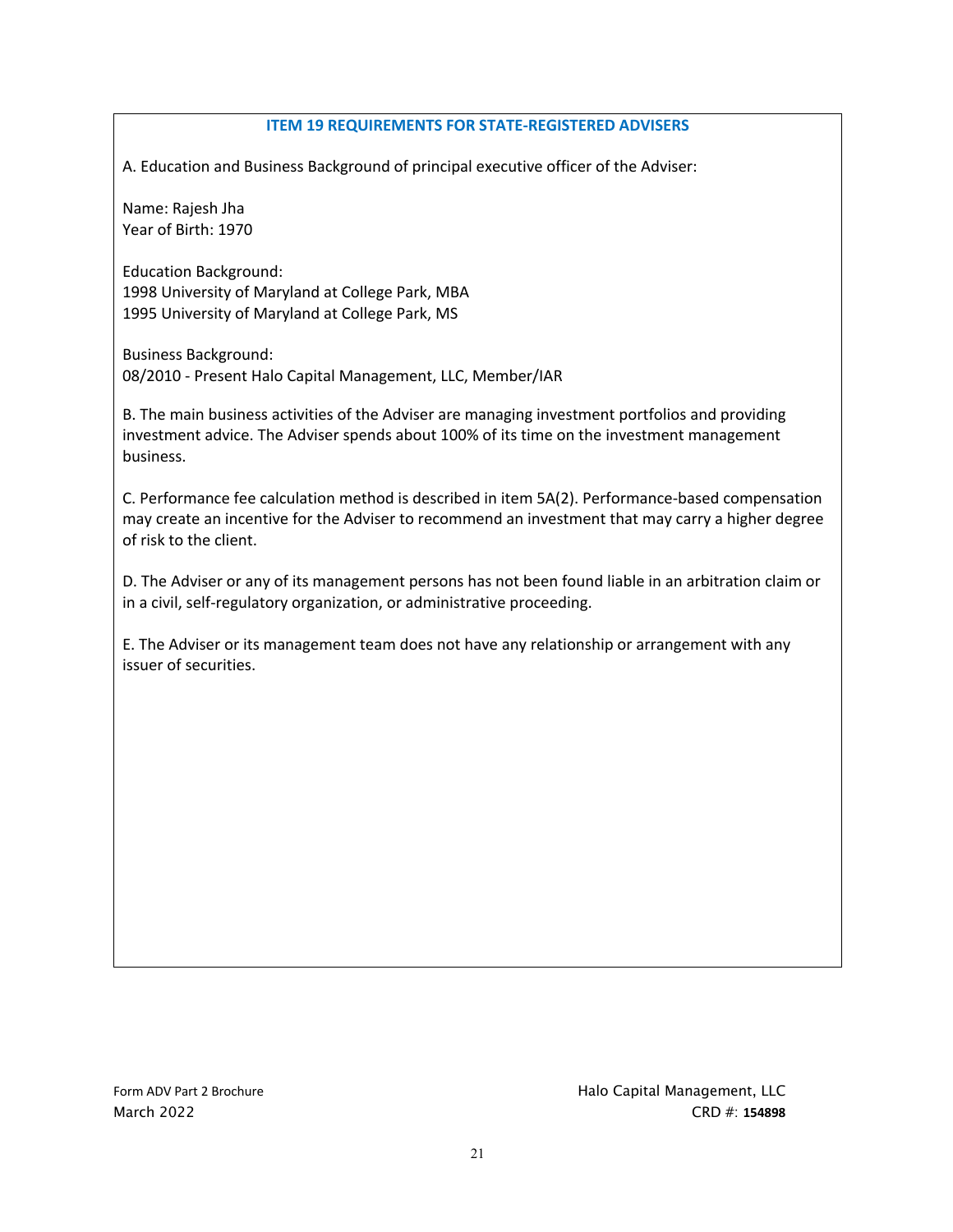## ITEM 19 REQUIREMENTS FOR STATE-REGISTERED ADVISERS

A. Education and Business Background of principal executive officer of the Adviser:

Name: Rajesh Jha
Year of Birth: 1970

Education Background:
1998 University of Maryland at College Park, MBA
1995 University of Maryland at College Park, MS

Business Background:
08/2010 - Present Halo Capital Management, LLC, Member/IAR

B. The main business activities of the Adviser are managing investment portfolios and providing investment advice. The Adviser spends about 100% of its time on the investment management business.

C. Performance fee calculation method is described in item 5A(2). Performance-based compensation may create an incentive for the Adviser to recommend an investment that may carry a higher degree of risk to the client.

D. The Adviser or any of its management persons has not been found liable in an arbitration claim or in a civil, self-regulatory organization, or administrative proceeding.

E. The Adviser or its management team does not have any relationship or arrangement with any issuer of securities.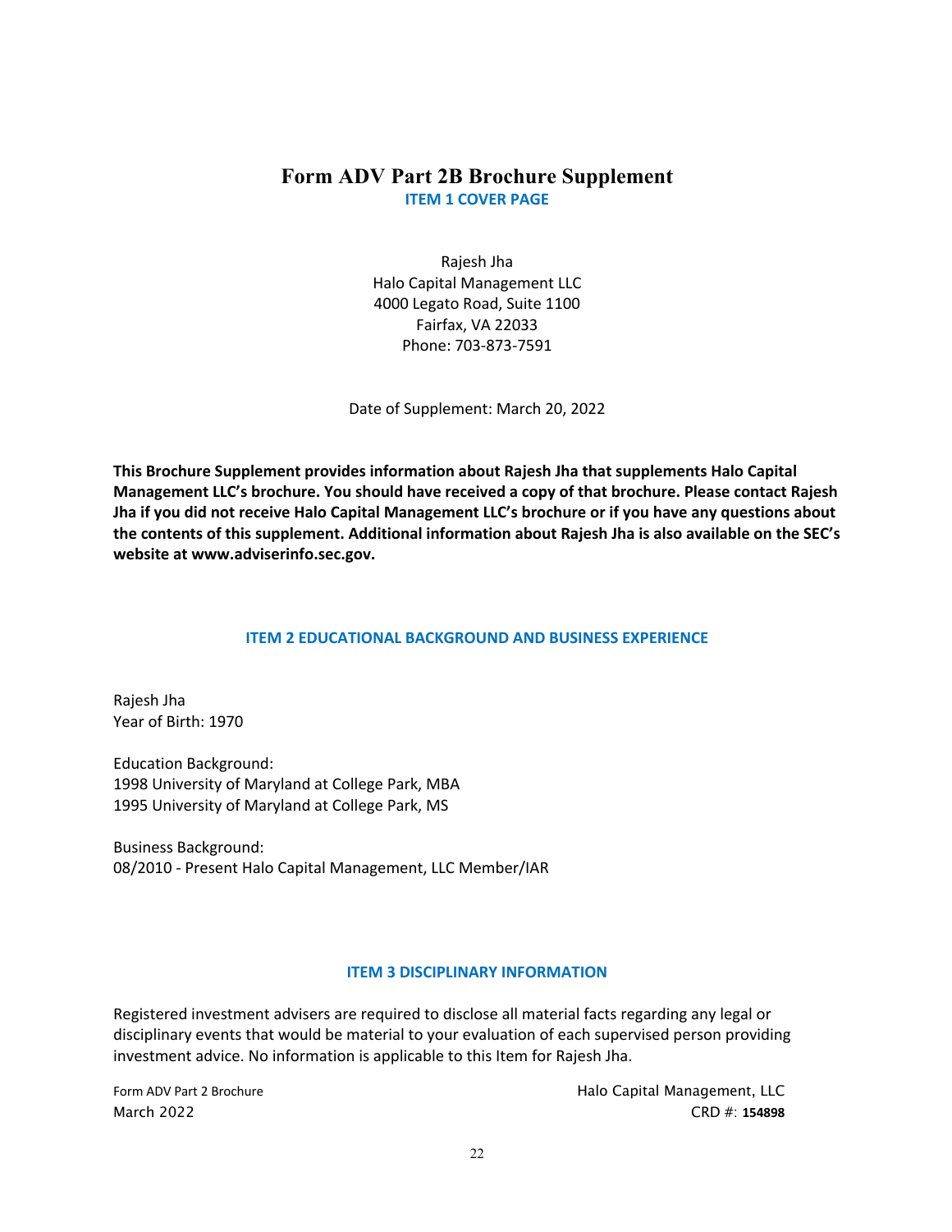# Form ADV Part 2B Brochure Supplement

## ITEM 1 COVER PAGE

Rajesh Jha
Halo Capital Management LLC
4000 Legato Road, Suite 1100
Fairfax, VA 22033
Phone: 703-873-7591

Date of Supplement: March 20, 2022

**This Brochure Supplement provides information about Rajesh Jha that supplements Halo Capital Management LLC's brochure. You should have received a copy of that brochure. Please contact Rajesh Jha if you did not receive Halo Capital Management LLC's brochure or if you have any questions about the contents of this supplement. Additional information about Rajesh Jha is also available on the SEC's website at www.adviserinfo.sec.gov.**

## ITEM 2 EDUCATIONAL BACKGROUND AND BUSINESS EXPERIENCE

Rajesh Jha
Year of Birth: 1970

Education Background:
1998 University of Maryland at College Park, MBA
1995 University of Maryland at College Park, MS

Business Background:
08/2010 - Present Halo Capital Management, LLC Member/IAR

## ITEM 3 DISCIPLINARY INFORMATION

Registered investment advisers are required to disclose all material facts regarding any legal or disciplinary events that would be material to your evaluation of each supervised person providing investment advice. No information is applicable to this Item for Rajesh Jha.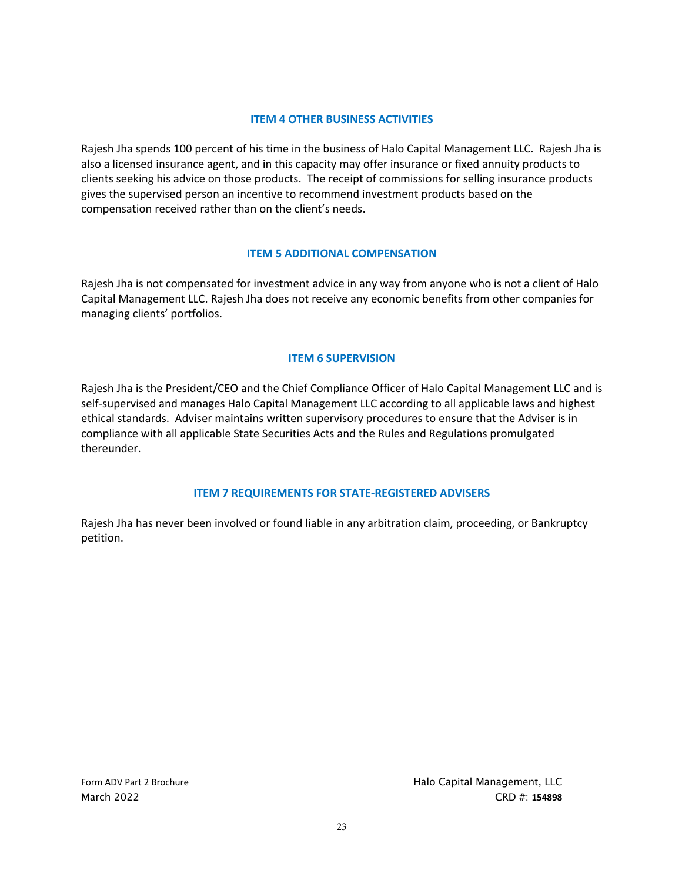## ITEM 4 OTHER BUSINESS ACTIVITIES

Rajesh Jha spends 100 percent of his time in the business of Halo Capital Management LLC. Rajesh Jha is also a licensed insurance agent, and in this capacity may offer insurance or fixed annuity products to clients seeking his advice on those products. The receipt of commissions for selling insurance products gives the supervised person an incentive to recommend investment products based on the compensation received rather than on the client's needs.

## ITEM 5 ADDITIONAL COMPENSATION

Rajesh Jha is not compensated for investment advice in any way from anyone who is not a client of Halo Capital Management LLC. Rajesh Jha does not receive any economic benefits from other companies for managing clients' portfolios.

## ITEM 6 SUPERVISION

Rajesh Jha is the President/CEO and the Chief Compliance Officer of Halo Capital Management LLC and is self-supervised and manages Halo Capital Management LLC according to all applicable laws and highest ethical standards. Adviser maintains written supervisory procedures to ensure that the Adviser is in compliance with all applicable State Securities Acts and the Rules and Regulations promulgated thereunder.

## ITEM 7 REQUIREMENTS FOR STATE-REGISTERED ADVISERS

Rajesh Jha has never been involved or found liable in any arbitration claim, proceeding, or Bankruptcy petition.